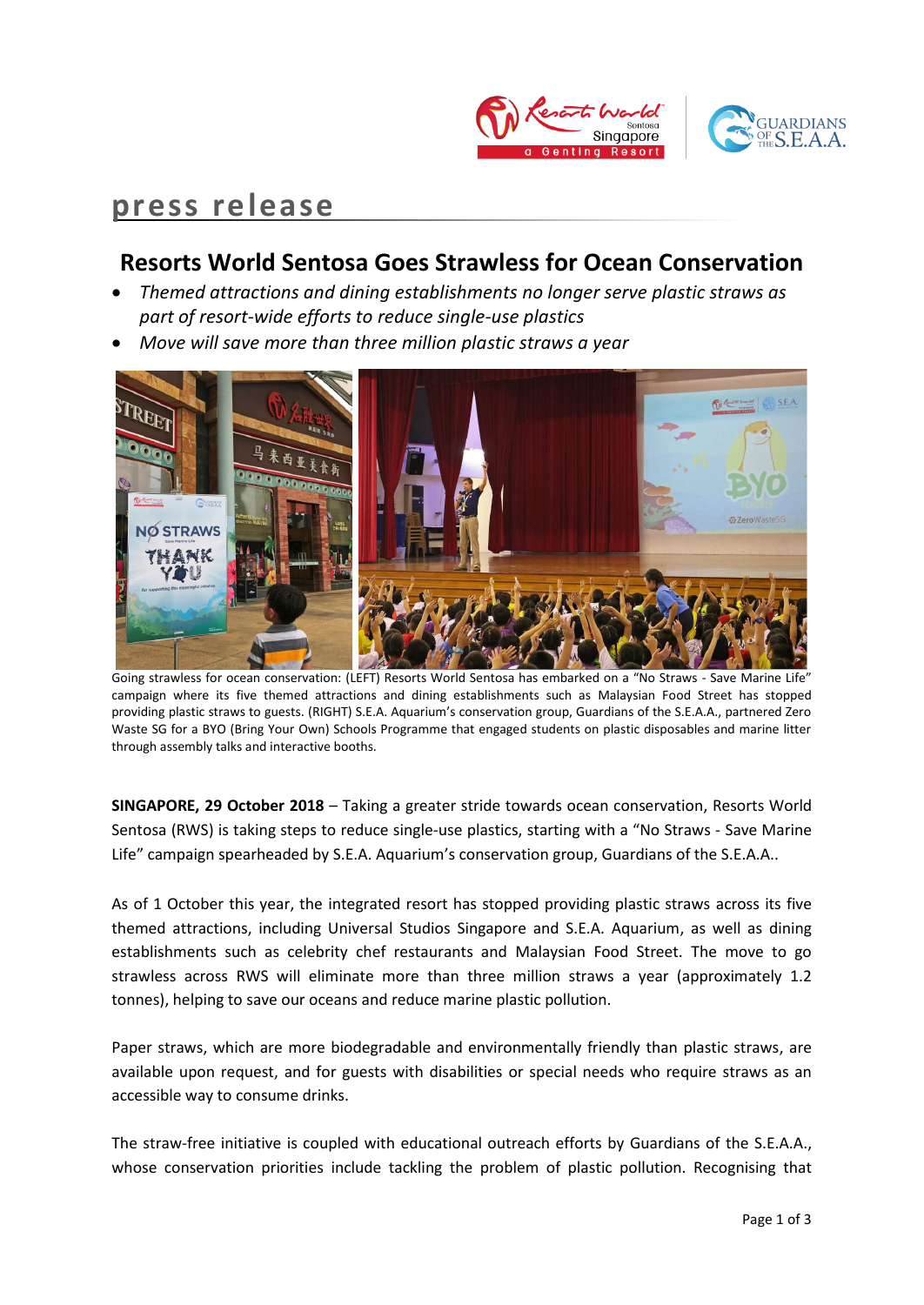press release

# Resorts World Sentosa Goes Strawless for Ocean Conservation

- *Themed attractions and dining establishments no longer serve plastic straws as part of resort-wide efforts to reduce single-use plastics*
- *Move will save more than three million plastic straws a year*

Going strawless for ocean conservation: (LEFT) Resorts World Sentosa has embarked on a "No Straws - Save Marine Life" campaign where its five themed attractions and dining establishments such as Malaysian Food Street has stopped providing plastic straws to guests. (RIGHT) S.E.A. Aquarium's conservation group, Guardians of the S.E.A.A., partnered Zero Waste SG for a BYO (Bring Your Own) Schools Programme that engaged students on plastic disposables and marine litter through assembly talks and interactive booths.

**SINGAPORE, 29 October 2018** – Taking a greater stride towards ocean conservation, Resorts World Sentosa (RWS) is taking steps to reduce single-use plastics, starting with a "No Straws - Save Marine Life" campaign spearheaded by S.E.A. Aquarium's conservation group, Guardians of the S.E.A.A..

As of 1 October this year, the integrated resort has stopped providing plastic straws across its five themed attractions, including Universal Studios Singapore and S.E.A. Aquarium, as well as dining establishments such as celebrity chef restaurants and Malaysian Food Street. The move to go strawless across RWS will eliminate more than three million straws a year (approximately 1.2 tonnes), helping to save our oceans and reduce marine plastic pollution.

Paper straws, which are more biodegradable and environmentally friendly than plastic straws, are available upon request, and for guests with disabilities or special needs who require straws as an accessible way to consume drinks.

The straw-free initiative is coupled with educational outreach efforts by Guardians of the S.E.A.A., whose conservation priorities include tackling the problem of plastic pollution. Recognising that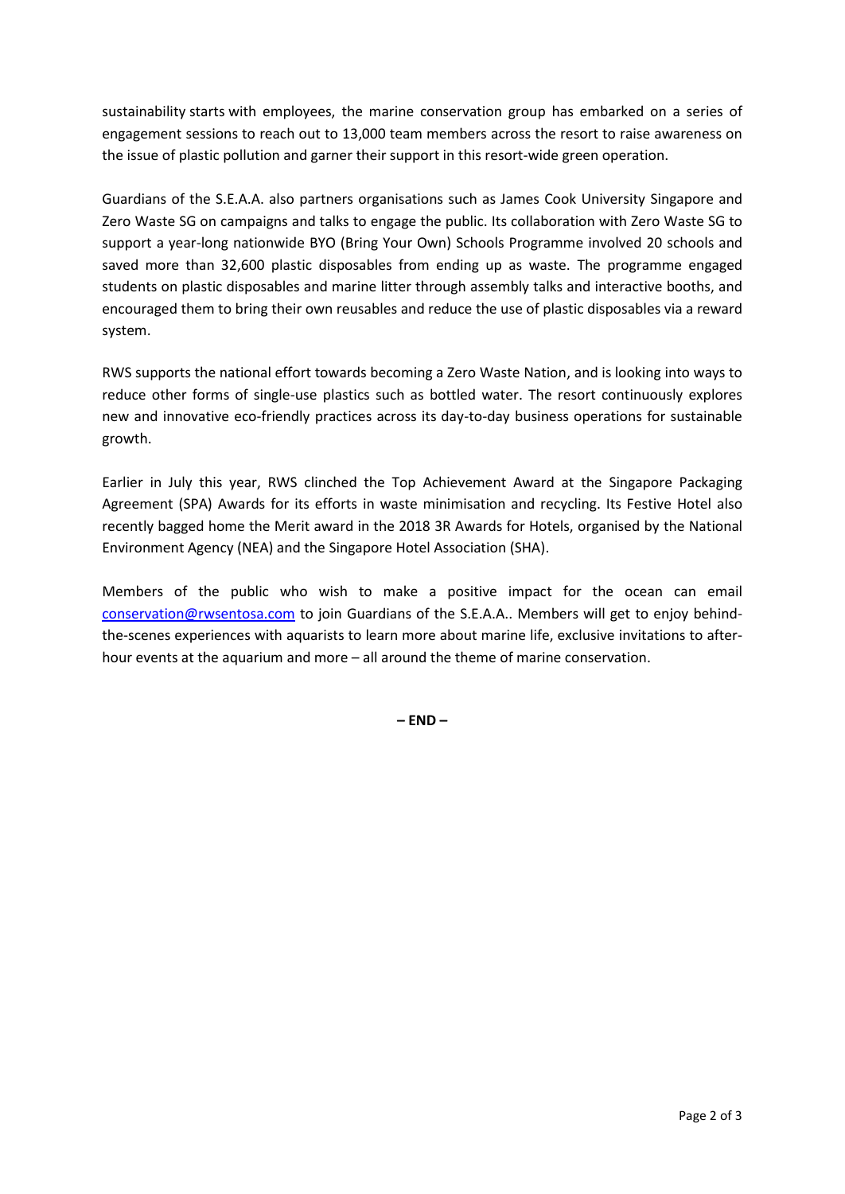sustainability starts with employees, the marine conservation group has embarked on a series of engagement sessions to reach out to 13,000 team members across the resort to raise awareness on the issue of plastic pollution and garner their support in this resort-wide green operation.

Guardians of the S.E.A.A. also partners organisations such as James Cook University Singapore and Zero Waste SG on campaigns and talks to engage the public. Its collaboration with Zero Waste SG to support a year-long nationwide BYO (Bring Your Own) Schools Programme involved 20 schools and saved more than 32,600 plastic disposables from ending up as waste. The programme engaged students on plastic disposables and marine litter through assembly talks and interactive booths, and encouraged them to bring their own reusables and reduce the use of plastic disposables via a reward system.

RWS supports the national effort towards becoming a Zero Waste Nation, and is looking into ways to reduce other forms of single-use plastics such as bottled water. The resort continuously explores new and innovative eco-friendly practices across its day-to-day business operations for sustainable growth.

Earlier in July this year, RWS clinched the Top Achievement Award at the Singapore Packaging Agreement (SPA) Awards for its efforts in waste minimisation and recycling. Its Festive Hotel also recently bagged home the Merit award in the 2018 3R Awards for Hotels, organised by the National Environment Agency (NEA) and the Singapore Hotel Association (SHA).

Members of the public who wish to make a positive impact for the ocean can email [conservation@rwsentosa.com](mailto:conservation@rwsentosa.com) to join Guardians of the S.E.A.A.. Members will get to enjoy behind-the-scenes experiences with aquarists to learn more about marine life, exclusive invitations to after-hour events at the aquarium and more – all around the theme of marine conservation.

**– END –**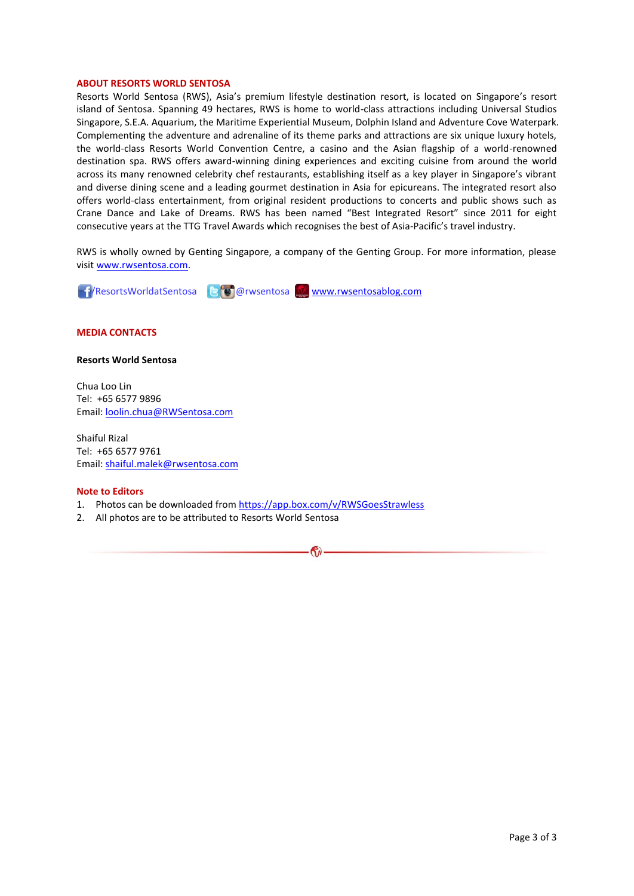## ABOUT RESORTS WORLD SENTOSA

Resorts World Sentosa (RWS), Asia's premium lifestyle destination resort, is located on Singapore's resort island of Sentosa. Spanning 49 hectares, RWS is home to world-class attractions including Universal Studios Singapore, S.E.A. Aquarium, the Maritime Experiential Museum, Dolphin Island and Adventure Cove Waterpark. Complementing the adventure and adrenaline of its theme parks and attractions are six unique luxury hotels, the world-class Resorts World Convention Centre, a casino and the Asian flagship of a world-renowned destination spa. RWS offers award-winning dining experiences and exciting cuisine from around the world across its many renowned celebrity chef restaurants, establishing itself as a key player in Singapore's vibrant and diverse dining scene and a leading gourmet destination in Asia for epicureans. The integrated resort also offers world-class entertainment, from original resident productions to concerts and public shows such as Crane Dance and Lake of Dreams. RWS has been named "Best Integrated Resort" since 2011 for eight consecutive years at the TTG Travel Awards which recognises the best of Asia-Pacific's travel industry.

RWS is wholly owned by Genting Singapore, a company of the Genting Group. For more information, please visit www.rwsentosa.com.

/ResortsWorldatSentosa @rwsentosa www.rwsentosablog.com

## MEDIA CONTACTS

**Resorts World Sentosa**

Chua Loo Lin
Tel: +65 6577 9896
Email: loolin.chua@RWSentosa.com

Shaiful Rizal
Tel: +65 6577 9761
Email: shaiful.malek@rwsentosa.com

## Note to Editors

1. Photos can be downloaded from https://app.box.com/v/RWSGoesStrawless
2. All photos are to be attributed to Resorts World Sentosa